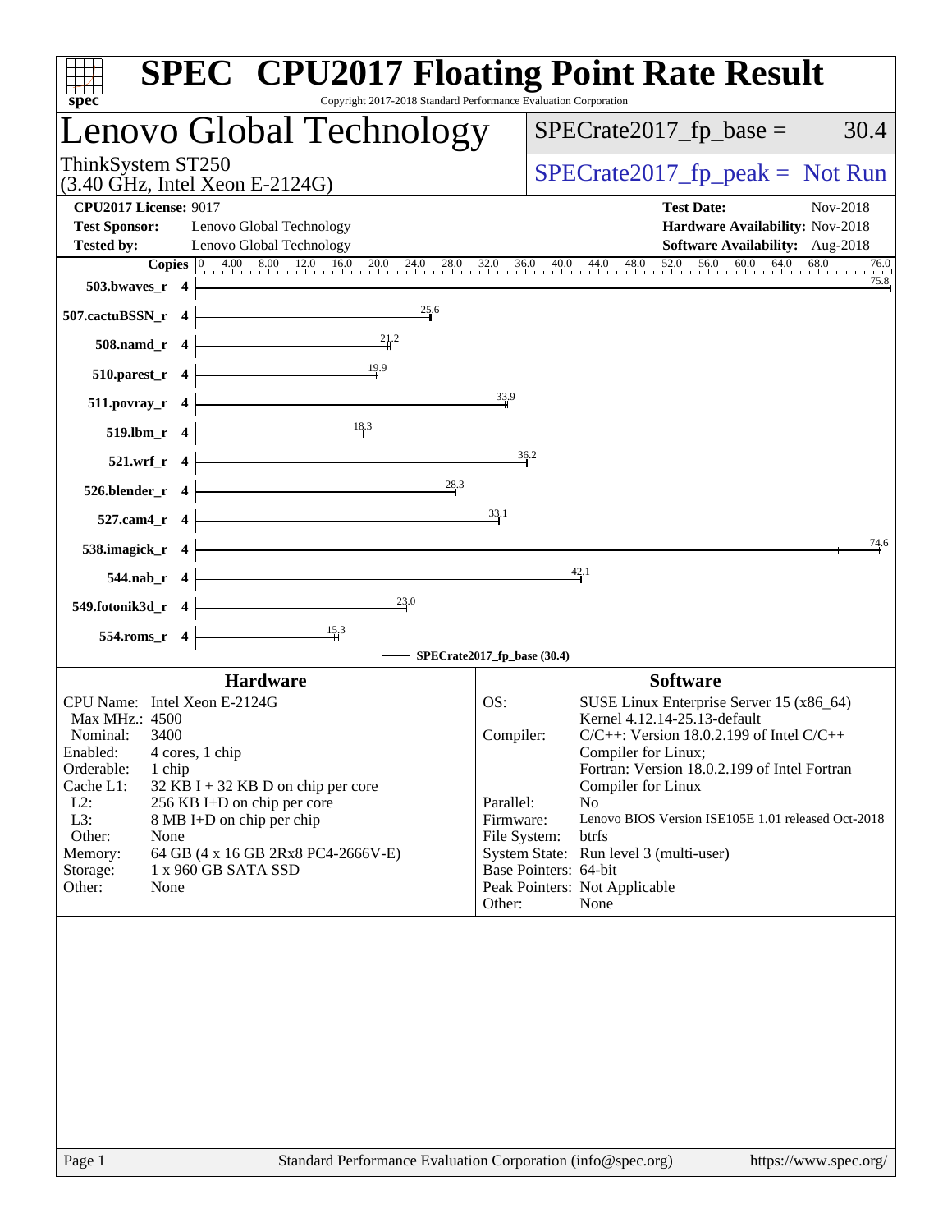# SPEC CPU2017 Floating Point Rate Result

Copyright 2017-2018 Standard Performance Evaluation Corporation

## Lenovo Global Technology

ThinkSystem ST250
(3.40 GHz, Intel Xeon E-2124G)

SPECrate2017_fp_base = 30.4

SPECrate2017_fp_peak = Not Run

**CPU2017 License:** 9017
**Test Sponsor:** Lenovo Global Technology
**Tested by:** Lenovo Global Technology

**Test Date:** Nov-2018
**Hardware Availability:** Nov-2018
**Software Availability:** Aug-2018

| Benchmark | Copies | SPECrate2017_fp_base |
|---|---|---|
| 503.bwaves_r | 4 | 75.8 |
| 507.cactuBSSN_r | 4 | 25.6 |
| 508.namd_r | 4 | 21.2 |
| 510.parest_r | 4 | 19.9 |
| 511.povray_r | 4 | 33.9 |
| 519.lbm_r | 4 | 18.3 |
| 521.wrf_r | 4 | 36.2 |
| 526.blender_r | 4 | 28.3 |
| 527.cam4_r | 4 | 33.1 |
| 538.imagick_r | 4 | 74.6 |
| 544.nab_r | 4 | 42.1 |
| 549.fotonik3d_r | 4 | 23.0 |
| 554.roms_r | 4 | 15.3 |

SPECrate2017_fp_base (30.4)

### Hardware

| | |
|---|---|
| CPU Name: | Intel Xeon E-2124G |
| Max MHz.: | 4500 |
| Nominal: | 3400 |
| Enabled: | 4 cores, 1 chip |
| Orderable: | 1 chip |
| Cache L1: | 32 KB I + 32 KB D on chip per core |
| L2: | 256 KB I+D on chip per core |
| L3: | 8 MB I+D on chip per chip |
| Other: | None |
| Memory: | 64 GB (4 x 16 GB 2Rx8 PC4-2666V-E) |
| Storage: | 1 x 960 GB SATA SSD |
| Other: | None |

### Software

| | |
|---|---|
| OS: | SUSE Linux Enterprise Server 15 (x86_64) Kernel 4.12.14-25.13-default |
| Compiler: | C/C++: Version 18.0.2.199 of Intel C/C++ Compiler for Linux; Fortran: Version 18.0.2.199 of Intel Fortran Compiler for Linux |
| Parallel: | No |
| Firmware: | Lenovo BIOS Version ISE105E 1.01 released Oct-2018 |
| File System: | btrfs |
| System State: | Run level 3 (multi-user) |
| Base Pointers: | 64-bit |
| Peak Pointers: | Not Applicable |
| Other: | None |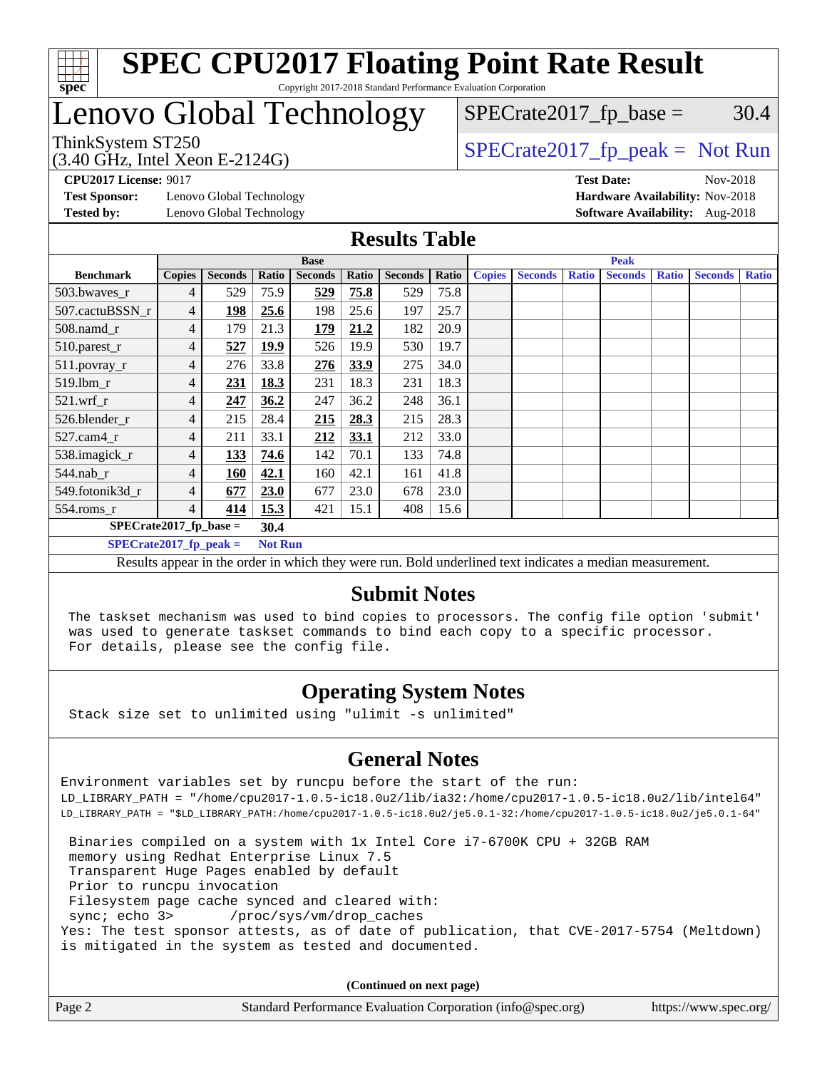# SPEC CPU2017 Floating Point Rate Result

Copyright 2017-2018 Standard Performance Evaluation Corporation

## Lenovo Global Technology

ThinkSystem ST250
(3.40 GHz, Intel Xeon E-2124G)

SPECrate2017_fp_base = 30.4

SPECrate2017_fp_peak = Not Run

**CPU2017 License:** 9017
**Test Sponsor:** Lenovo Global Technology
**Tested by:** Lenovo Global Technology
**Test Date:** Nov-2018
**Hardware Availability:** Nov-2018
**Software Availability:** Aug-2018

## Results Table

| Benchmark | Base | | | | | | | Peak | | | | | | |
|---|---|---|---|---|---|---|---|---|---|---|---|---|---|---|
| | Copies | Seconds | Ratio | Seconds | Ratio | Seconds | Ratio | Copies | Seconds | Ratio | Seconds | Ratio | Seconds | Ratio |
| 503.bwaves_r | 4 | 529 | 75.9 | **529** | **75.8** | 529 | 75.8 | | | | | | | |
| 507.cactuBSSN_r | 4 | **198** | **25.6** | 198 | 25.6 | 197 | 25.7 | | | | | | | |
| 508.namd_r | 4 | 179 | 21.3 | **179** | **21.2** | 182 | 20.9 | | | | | | | |
| 510.parest_r | 4 | **527** | **19.9** | 526 | 19.9 | 530 | 19.7 | | | | | | | |
| 511.povray_r | 4 | 276 | 33.8 | **276** | **33.9** | 275 | 34.0 | | | | | | | |
| 519.lbm_r | 4 | **231** | **18.3** | 231 | 18.3 | 231 | 18.3 | | | | | | | |
| 521.wrf_r | 4 | **247** | **36.2** | 247 | 36.2 | 248 | 36.1 | | | | | | | |
| 526.blender_r | 4 | 215 | 28.4 | **215** | **28.3** | 215 | 28.3 | | | | | | | |
| 527.cam4_r | 4 | 211 | 33.1 | **212** | **33.1** | 212 | 33.0 | | | | | | | |
| 538.imagick_r | 4 | **133** | **74.6** | 142 | 70.1 | 133 | 74.8 | | | | | | | |
| 544.nab_r | 4 | **160** | **42.1** | 160 | 42.1 | 161 | 41.8 | | | | | | | |
| 549.fotonik3d_r | 4 | **677** | **23.0** | 677 | 23.0 | 678 | 23.0 | | | | | | | |
| 554.roms_r | 4 | **414** | **15.3** | 421 | 15.1 | 408 | 15.6 | | | | | | | |

**SPECrate2017_fp_base = 30.4**

**SPECrate2017_fp_peak = Not Run**

Results appear in the order in which they were run. Bold underlined text indicates a median measurement.

## Submit Notes

```
The taskset mechanism was used to bind copies to processors. The config file option 'submit'
was used to generate taskset commands to bind each copy to a specific processor.
For details, please see the config file.
```

## Operating System Notes

```
Stack size set to unlimited using "ulimit -s unlimited"
```

## General Notes

```
Environment variables set by runcpu before the start of the run:
LD_LIBRARY_PATH = "/home/cpu2017-1.0.5-ic18.0u2/lib/ia32:/home/cpu2017-1.0.5-ic18.0u2/lib/intel64"
LD_LIBRARY_PATH = "$LD_LIBRARY_PATH:/home/cpu2017-1.0.5-ic18.0u2/je5.0.1-32:/home/cpu2017-1.0.5-ic18.0u2/je5.0.1-64"

 Binaries compiled on a system with 1x Intel Core i7-6700K CPU + 32GB RAM
 memory using Redhat Enterprise Linux 7.5
 Transparent Huge Pages enabled by default
 Prior to runcpu invocation
 Filesystem page cache synced and cleared with:
 sync; echo 3>       /proc/sys/vm/drop_caches
Yes: The test sponsor attests, as of date of publication, that CVE-2017-5754 (Meltdown)
is mitigated in the system as tested and documented.
```

**(Continued on next page)**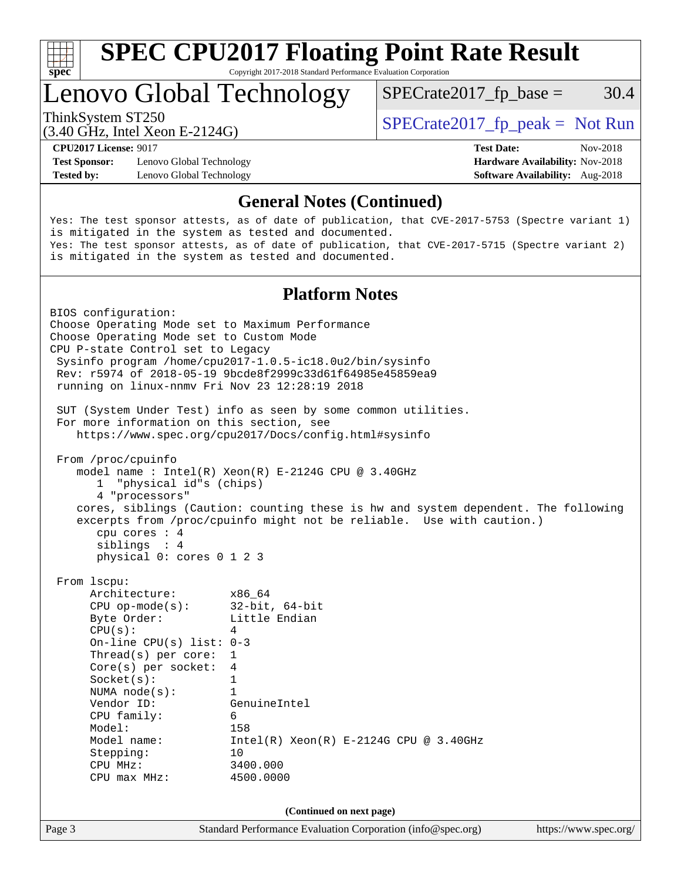## General Notes (Continued)

```
Yes: The test sponsor attests, as of date of publication, that CVE-2017-5753 (Spectre variant 1)
is mitigated in the system as tested and documented.
Yes: The test sponsor attests, as of date of publication, that CVE-2017-5715 (Spectre variant 2)
is mitigated in the system as tested and documented.
```

## Platform Notes

```
BIOS configuration:
Choose Operating Mode set to Maximum Performance
Choose Operating Mode set to Custom Mode
CPU P-state Control set to Legacy
 Sysinfo program /home/cpu2017-1.0.5-ic18.0u2/bin/sysinfo
 Rev: r5974 of 2018-05-19 9bcde8f2999c33d61f64985e45859ea9
 running on linux-nnmv Fri Nov 23 12:28:19 2018

 SUT (System Under Test) info as seen by some common utilities.
 For more information on this section, see
    https://www.spec.org/cpu2017/Docs/config.html#sysinfo

 From /proc/cpuinfo
    model name : Intel(R) Xeon(R) E-2124G CPU @ 3.40GHz
       1  "physical id"s (chips)
       4 "processors"
    cores, siblings (Caution: counting these is hw and system dependent. The following
    excerpts from /proc/cpuinfo might not be reliable.  Use with caution.)
       cpu cores : 4
       siblings  : 4
       physical 0: cores 0 1 2 3

 From lscpu:
      Architecture:          x86_64
      CPU op-mode(s):        32-bit, 64-bit
      Byte Order:            Little Endian
      CPU(s):                4
      On-line CPU(s) list: 0-3
      Thread(s) per core:  1
      Core(s) per socket:  4
      Socket(s):             1
      NUMA node(s):          1
      Vendor ID:             GenuineIntel
      CPU family:            6
      Model:                 158
      Model name:            Intel(R) Xeon(R) E-2124G CPU @ 3.40GHz
      Stepping:              10
      CPU MHz:               3400.000
      CPU max MHz:           4500.0000
```

(Continued on next page)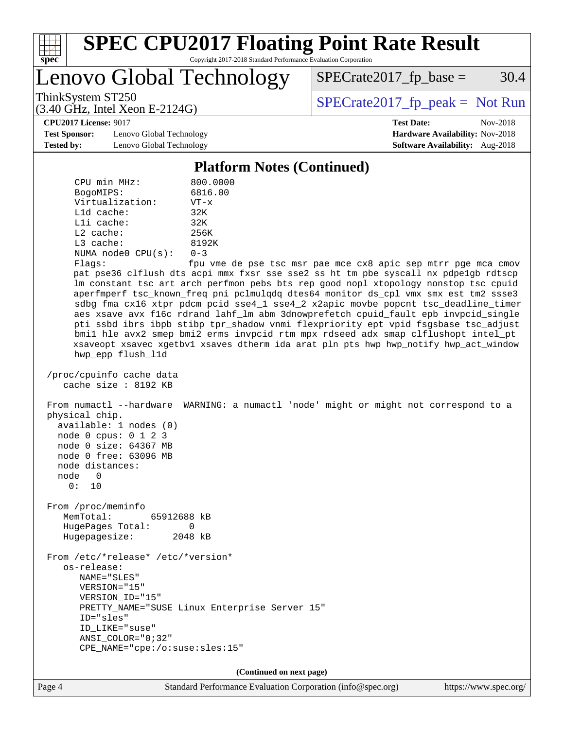## Platform Notes (Continued)

```
     CPU min MHz:           800.0000
     BogoMIPS:              6816.00
     Virtualization:        VT-x
     L1d cache:             32K
     L1i cache:             32K
     L2 cache:              256K
     L3 cache:              8192K
     NUMA node0 CPU(s):     0-3
     Flags:                 fpu vme de pse tsc msr pae mce cx8 apic sep mtrr pge mca cmov
     pat pse36 clflush dts acpi mmx fxsr sse sse2 ss ht tm pbe syscall nx pdpe1gb rdtscp
     lm constant_tsc art arch_perfmon pebs bts rep_good nopl xtopology nonstop_tsc cpuid
     aperfmperf tsc_known_freq pni pclmulqdq dtes64 monitor ds_cpl vmx smx est tm2 ssse3
     sdbg fma cx16 xtpr pdcm pcid sse4_1 sse4_2 x2apic movbe popcnt tsc_deadline_timer
     aes xsave avx f16c rdrand lahf_lm abm 3dnowprefetch cpuid_fault epb invpcid_single
     pti ssbd ibrs ibpb stibp tpr_shadow vnmi flexpriority ept vpid fsgsbase tsc_adjust
     bmi1 hle avx2 smep bmi2 erms invpcid rtm mpx rdseed adx smap clflushopt intel_pt
     xsaveopt xsavec xgetbv1 xsaves dtherm ida arat pln pts hwp hwp_notify hwp_act_window
     hwp_epp flush_l1d

 /proc/cpuinfo cache data
    cache size : 8192 KB

 From numactl --hardware  WARNING: a numactl 'node' might or might not correspond to a
 physical chip.
   available: 1 nodes (0)
   node 0 cpus: 0 1 2 3
   node 0 size: 64367 MB
   node 0 free: 63096 MB
   node distances:
   node   0
     0:  10

 From /proc/meminfo
    MemTotal:       65912688 kB
    HugePages_Total:       0
    Hugepagesize:       2048 kB

 From /etc/*release* /etc/*version*
    os-release:
       NAME="SLES"
       VERSION="15"
       VERSION_ID="15"
       PRETTY_NAME="SUSE Linux Enterprise Server 15"
       ID="sles"
       ID_LIKE="suse"
       ANSI_COLOR="0;32"
       CPE_NAME="cpe:/o:suse:sles:15"
```

**(Continued on next page)**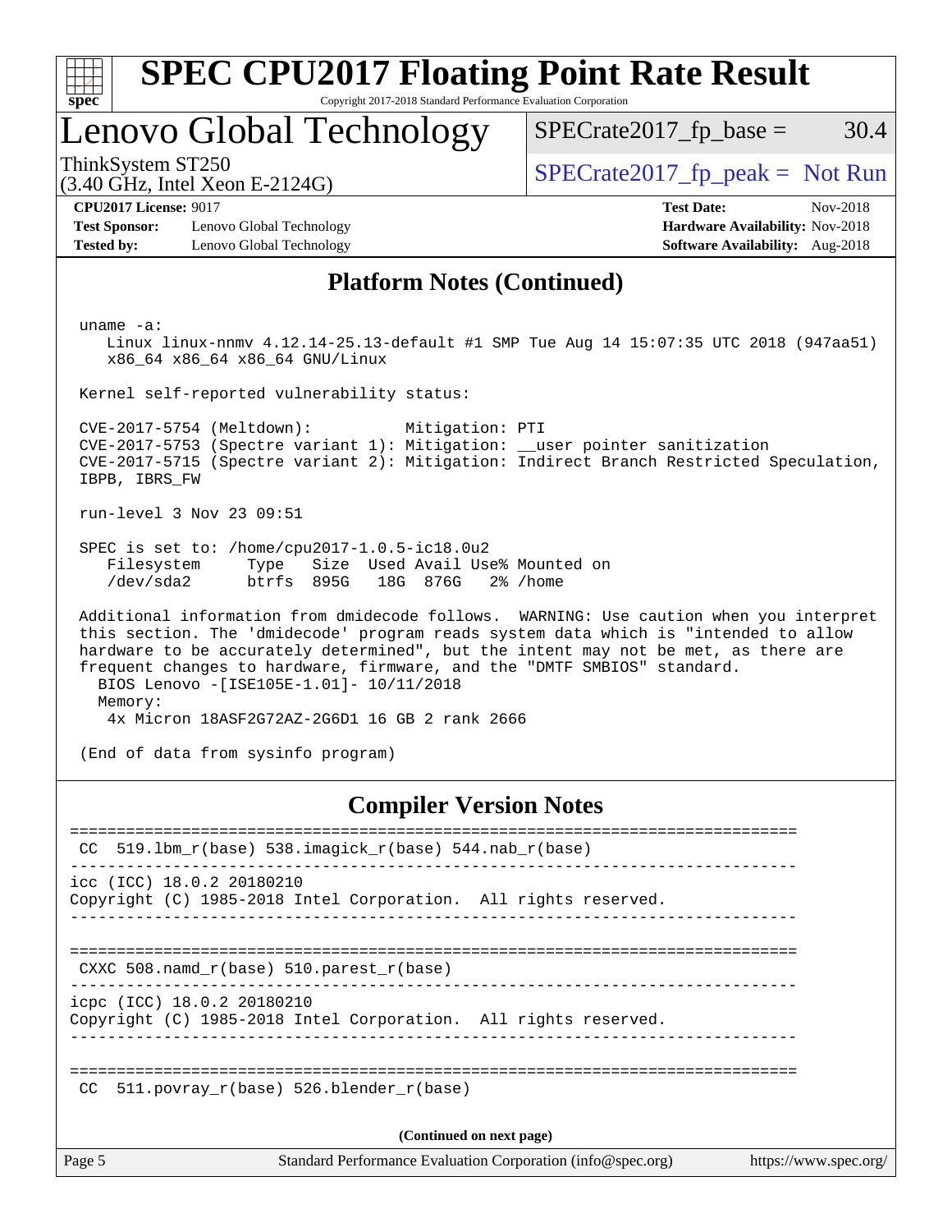# SPEC CPU2017 Floating Point Rate Result

Copyright 2017-2018 Standard Performance Evaluation Corporation

## Lenovo Global Technology

ThinkSystem ST250
(3.40 GHz, Intel Xeon E-2124G)

SPECrate2017_fp_base = 30.4

SPECrate2017_fp_peak = Not Run

**CPU2017 License:** 9017
**Test Sponsor:** Lenovo Global Technology
**Tested by:** Lenovo Global Technology

**Test Date:** Nov-2018
**Hardware Availability:** Nov-2018
**Software Availability:** Aug-2018

## Platform Notes (Continued)

```
 uname -a:
    Linux linux-nnmv 4.12.14-25.13-default #1 SMP Tue Aug 14 15:07:35 UTC 2018 (947aa51)
    x86_64 x86_64 x86_64 GNU/Linux

 Kernel self-reported vulnerability status:

 CVE-2017-5754 (Meltdown):          Mitigation: PTI
 CVE-2017-5753 (Spectre variant 1): Mitigation: __user pointer sanitization
 CVE-2017-5715 (Spectre variant 2): Mitigation: Indirect Branch Restricted Speculation,
 IBPB, IBRS_FW

 run-level 3 Nov 23 09:51

 SPEC is set to: /home/cpu2017-1.0.5-ic18.0u2
    Filesystem     Type   Size  Used Avail Use% Mounted on
    /dev/sda2      btrfs  895G   18G  876G   2% /home

 Additional information from dmidecode follows.  WARNING: Use caution when you interpret
 this section. The 'dmidecode' program reads system data which is "intended to allow
 hardware to be accurately determined", but the intent may not be met, as there are
 frequent changes to hardware, firmware, and the "DMTF SMBIOS" standard.
   BIOS Lenovo -[ISE105E-1.01]- 10/11/2018
   Memory:
    4x Micron 18ASF2G72AZ-2G6D1 16 GB 2 rank 2666

 (End of data from sysinfo program)
```

## Compiler Version Notes

```
==============================================================================
 CC  519.lbm_r(base) 538.imagick_r(base) 544.nab_r(base)
------------------------------------------------------------------------------
icc (ICC) 18.0.2 20180210
Copyright (C) 1985-2018 Intel Corporation.  All rights reserved.
------------------------------------------------------------------------------

==============================================================================
 CXXC 508.namd_r(base) 510.parest_r(base)
------------------------------------------------------------------------------
icpc (ICC) 18.0.2 20180210
Copyright (C) 1985-2018 Intel Corporation.  All rights reserved.
------------------------------------------------------------------------------

==============================================================================
 CC  511.povray_r(base) 526.blender_r(base)
```

(Continued on next page)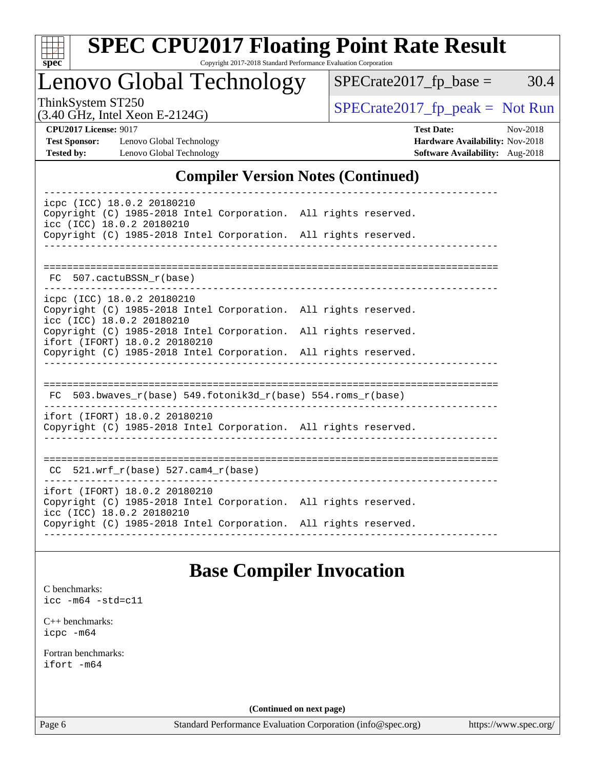# SPEC CPU2017 Floating Point Rate Result

Copyright 2017-2018 Standard Performance Evaluation Corporation

## Lenovo Global Technology

ThinkSystem ST250
(3.40 GHz, Intel Xeon E-2124G)

SPECrate2017_fp_base = 30.4

SPECrate2017_fp_peak = Not Run

**CPU2017 License:** 9017
**Test Sponsor:** Lenovo Global Technology
**Tested by:** Lenovo Global Technology

**Test Date:** Nov-2018
**Hardware Availability:** Nov-2018
**Software Availability:** Aug-2018

## Compiler Version Notes (Continued)

```
------------------------------------------------------------------------------
icpc (ICC) 18.0.2 20180210
Copyright (C) 1985-2018 Intel Corporation.  All rights reserved.
icc (ICC) 18.0.2 20180210
Copyright (C) 1985-2018 Intel Corporation.  All rights reserved.
------------------------------------------------------------------------------

==============================================================================
 FC  507.cactuBSSN_r(base)
------------------------------------------------------------------------------
icpc (ICC) 18.0.2 20180210
Copyright (C) 1985-2018 Intel Corporation.  All rights reserved.
icc (ICC) 18.0.2 20180210
Copyright (C) 1985-2018 Intel Corporation.  All rights reserved.
ifort (IFORT) 18.0.2 20180210
Copyright (C) 1985-2018 Intel Corporation.  All rights reserved.
------------------------------------------------------------------------------

==============================================================================
 FC  503.bwaves_r(base) 549.fotonik3d_r(base) 554.roms_r(base)
------------------------------------------------------------------------------
ifort (IFORT) 18.0.2 20180210
Copyright (C) 1985-2018 Intel Corporation.  All rights reserved.
------------------------------------------------------------------------------

==============================================================================
 CC  521.wrf_r(base) 527.cam4_r(base)
------------------------------------------------------------------------------
ifort (IFORT) 18.0.2 20180210
Copyright (C) 1985-2018 Intel Corporation.  All rights reserved.
icc (ICC) 18.0.2 20180210
Copyright (C) 1985-2018 Intel Corporation.  All rights reserved.
------------------------------------------------------------------------------
```

## Base Compiler Invocation

C benchmarks:
`icc -m64 -std=c11`

C++ benchmarks:
`icpc -m64`

Fortran benchmarks:
`ifort -m64`

**(Continued on next page)**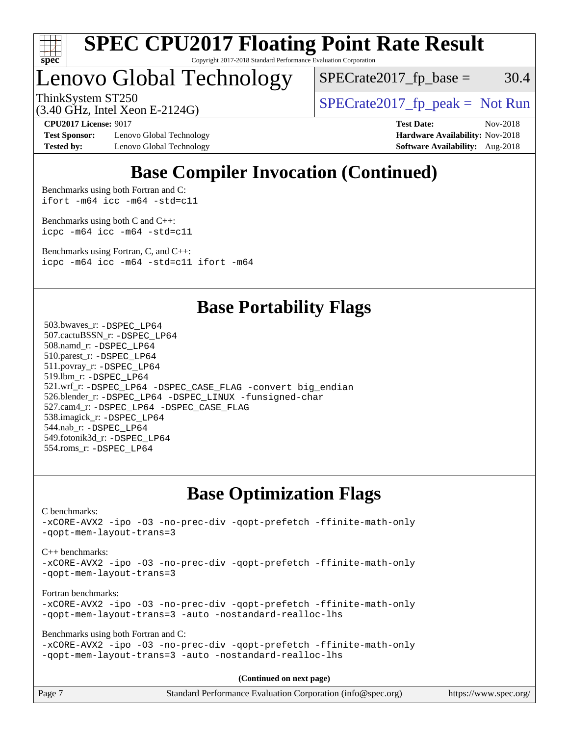## Base Compiler Invocation (Continued)

Benchmarks using both Fortran and C:
`ifort -m64 icc -m64 -std=c11`

Benchmarks using both C and C++:
`icpc -m64 icc -m64 -std=c11`

Benchmarks using Fortran, C, and C++:
`icpc -m64 icc -m64 -std=c11 ifort -m64`

## Base Portability Flags

503.bwaves_r: `-DSPEC_LP64`
507.cactuBSSN_r: `-DSPEC_LP64`
508.namd_r: `-DSPEC_LP64`
510.parest_r: `-DSPEC_LP64`
511.povray_r: `-DSPEC_LP64`
519.lbm_r: `-DSPEC_LP64`
521.wrf_r: `-DSPEC_LP64 -DSPEC_CASE_FLAG -convert big_endian`
526.blender_r: `-DSPEC_LP64 -DSPEC_LINUX -funsigned-char`
527.cam4_r: `-DSPEC_LP64 -DSPEC_CASE_FLAG`
538.imagick_r: `-DSPEC_LP64`
544.nab_r: `-DSPEC_LP64`
549.fotonik3d_r: `-DSPEC_LP64`
554.roms_r: `-DSPEC_LP64`

## Base Optimization Flags

C benchmarks:
`-xCORE-AVX2 -ipo -O3 -no-prec-div -qopt-prefetch -ffinite-math-only -qopt-mem-layout-trans=3`

C++ benchmarks:
`-xCORE-AVX2 -ipo -O3 -no-prec-div -qopt-prefetch -ffinite-math-only -qopt-mem-layout-trans=3`

Fortran benchmarks:
`-xCORE-AVX2 -ipo -O3 -no-prec-div -qopt-prefetch -ffinite-math-only -qopt-mem-layout-trans=3 -auto -nostandard-realloc-lhs`

Benchmarks using both Fortran and C:
`-xCORE-AVX2 -ipo -O3 -no-prec-div -qopt-prefetch -ffinite-math-only -qopt-mem-layout-trans=3 -auto -nostandard-realloc-lhs`

**(Continued on next page)**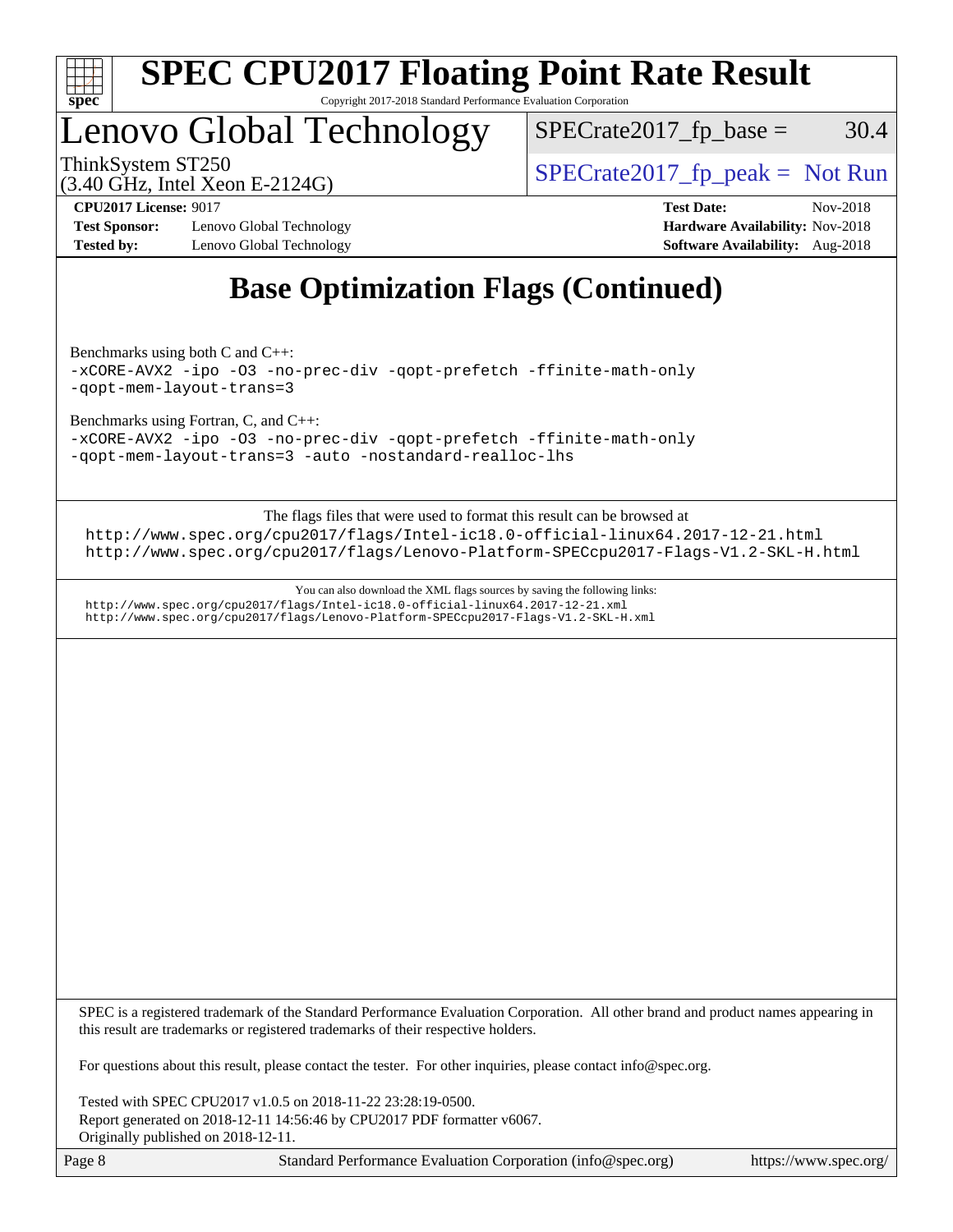# Base Optimization Flags (Continued)

Benchmarks using both C and C++:
```
-xCORE-AVX2 -ipo -O3 -no-prec-div -qopt-prefetch -ffinite-math-only
-qopt-mem-layout-trans=3
```

Benchmarks using Fortran, C, and C++:
```
-xCORE-AVX2 -ipo -O3 -no-prec-div -qopt-prefetch -ffinite-math-only
-qopt-mem-layout-trans=3 -auto -nostandard-realloc-lhs
```

The flags files that were used to format this result can be browsed at
http://www.spec.org/cpu2017/flags/Intel-ic18.0-official-linux64.2017-12-21.html
http://www.spec.org/cpu2017/flags/Lenovo-Platform-SPECcpu2017-Flags-V1.2-SKL-H.html

You can also download the XML flags sources by saving the following links:
http://www.spec.org/cpu2017/flags/Intel-ic18.0-official-linux64.2017-12-21.xml
http://www.spec.org/cpu2017/flags/Lenovo-Platform-SPECcpu2017-Flags-V1.2-SKL-H.xml

SPEC is a registered trademark of the Standard Performance Evaluation Corporation. All other brand and product names appearing in this result are trademarks or registered trademarks of their respective holders.

For questions about this result, please contact the tester. For other inquiries, please contact info@spec.org.

Tested with SPEC CPU2017 v1.0.5 on 2018-11-22 23:28:19-0500.
Report generated on 2018-12-11 14:56:46 by CPU2017 PDF formatter v6067.
Originally published on 2018-12-11.